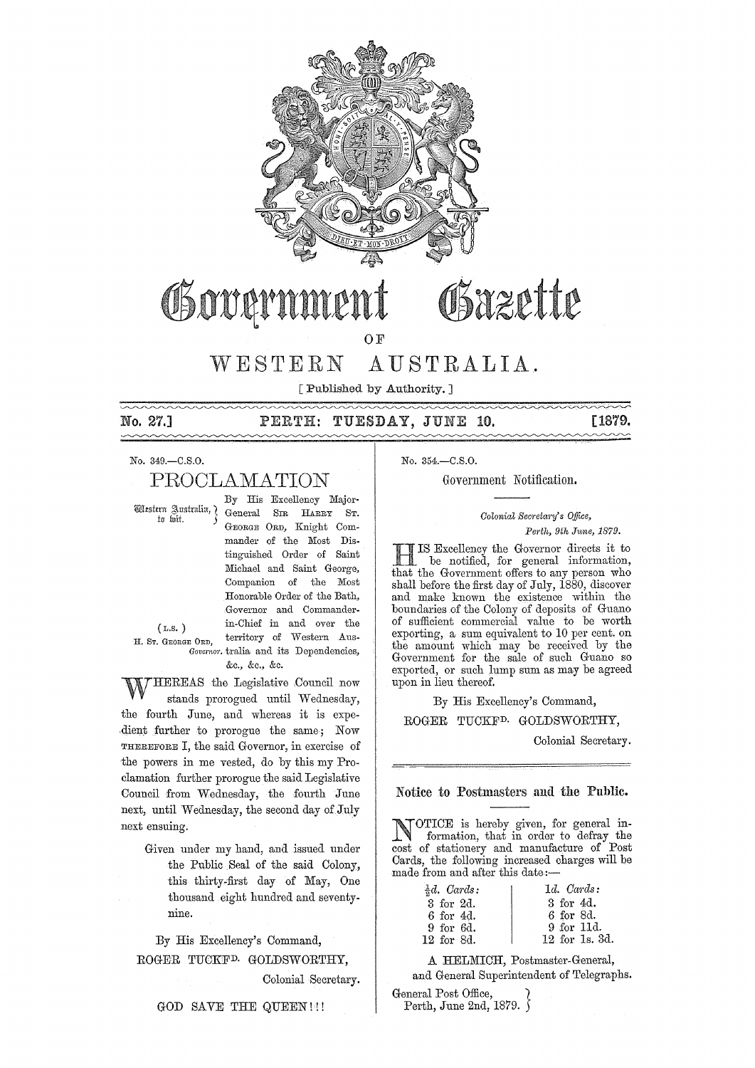# Government Gazette

OF

# WESTERN AUSTRALIA.

[ Published by Authority. ]

**No. 27.] PERTH: TUESDAY, JUNE 10. [1879.**

No. 349.—C.S.O.

## PROCLAMATION

Western Australia, to wit.

(L.S.)
H. ST. GEORGE ORD,
*Governor.*

By His Excellency Major-General SIR HARRY ST. GEORGE ORD, Knight Commander of the Most Distinguished Order of Saint Michael and Saint George, Companion of the Most Honorable Order of the Bath, Governor and Commander-in-Chief in and over the territory of Western Australia and its Dependencies, &c., &c., &c.

WHEREAS the Legislative Council now stands prorogued until Wednesday, the fourth June, and whereas it is expedient further to prorogue the same; Now THEREFORE I, the said Governor, in exercise of the powers in me vested, do by this my Proclamation further prorogue the said Legislative Council from Wednesday, the fourth June next, until Wednesday, the second day of July next ensuing.

Given under my hand, and issued under the Public Seal of the said Colony, this thirty-first day of May, One thousand eight hundred and seventy-nine.

By His Excellency's Command,

ROGER TUCKFD. GOLDSWORTHY,
Colonial Secretary.

GOD SAVE THE QUEEN!!!

No. 354.—C.S.O.

### Government Notification.

*Colonial Secretary's Office,*
*Perth, 9th June, 1879.*

HIS Excellency the Governor directs it to be notified, for general information, that the Government offers to any person who shall before the first day of July, 1880, discover and make known the existence within the boundaries of the Colony of deposits of Guano of sufficient commercial value to be worth exporting, a sum equivalent to 10 per cent. on the amount which may be received by the Government for the sale of such Guano so exported, or such lump sum as may be agreed upon in lieu thereof.

By His Excellency's Command,

ROGER TUCKFD. GOLDSWORTHY,
Colonial Secretary.

### Notice to Postmasters and the Public.

NOTICE is hereby given, for general information, that in order to defray the cost of stationery and manufacture of Post Cards, the following increased charges will be made from and after this date:—

| ½*d. Cards:* | 1*d. Cards:* |
|---|---|
| 3 for 2d. | 3 for 4d. |
| 6 for 4d. | 6 for 8d. |
| 9 for 6d. | 9 for 11d. |
| 12 for 8d. | 12 for 1s. 3d. |

A HELMICH, Postmaster-General,
and General Superintendent of Telegraphs.

General Post Office,
Perth, June 2nd, 1879.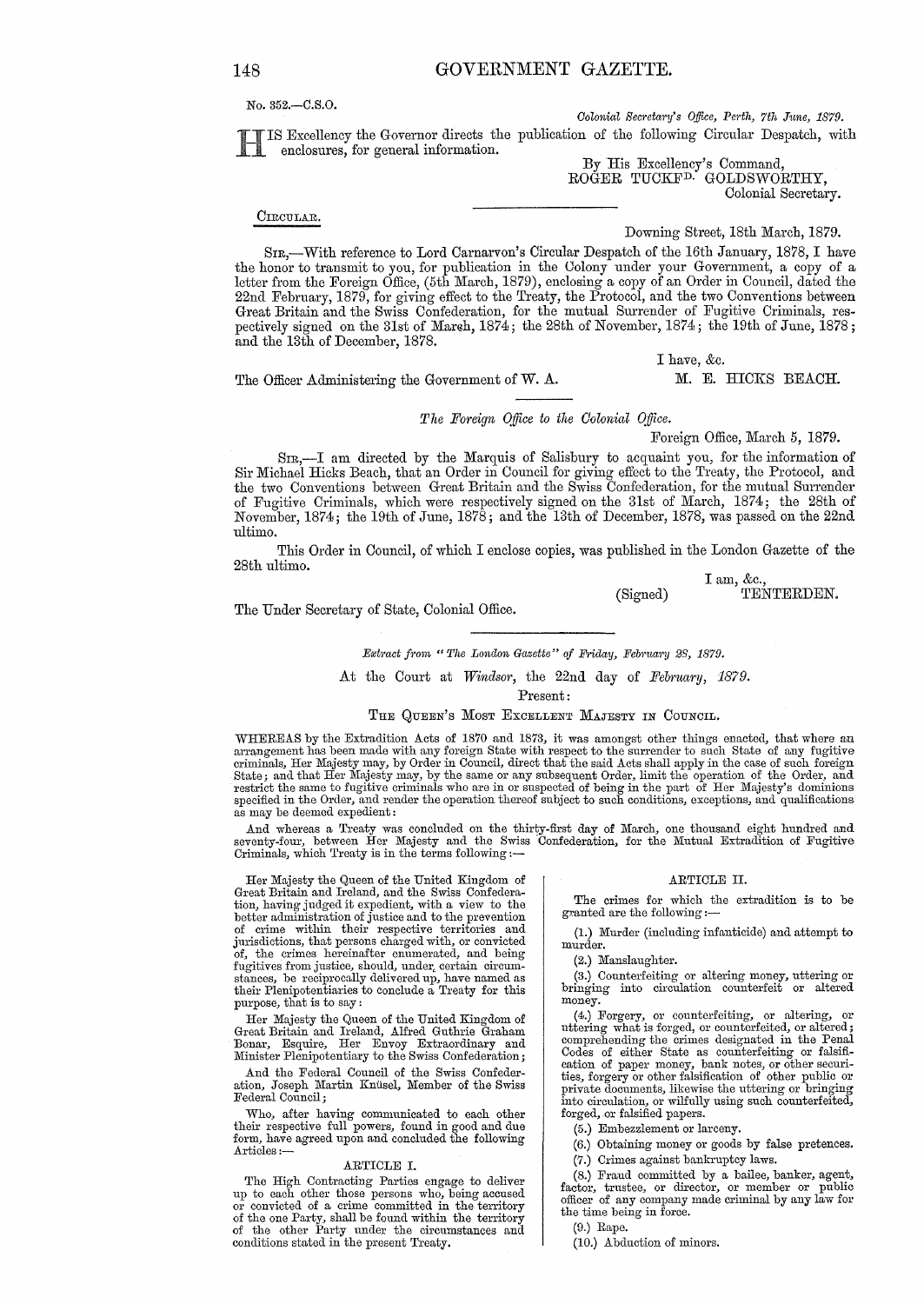No. 352.—C.S.O.

*Colonial Secretary's Office, Perth, 7th June, 1879.*

HIS Excellency the Governor directs the publication of the following Circular Despatch, with enclosures, for general information.

By His Excellency's Command,
ROGER TUCKFD. GOLDSWORTHY,
Colonial Secretary.

CIRCULAR.

Downing Street, 18th March, 1879.

SIR,—With reference to Lord Carnarvon's Circular Despatch of the 16th January, 1878, I have the honor to transmit to you, for publication in the Colony under your Government, a copy of a letter from the Foreign Office, (5th March, 1879), enclosing a copy of an Order in Council, dated the 22nd February, 1879, for giving effect to the Treaty, the Protocol, and the two Conventions between Great Britain and the Swiss Confederation, for the mutual Surrender of Fugitive Criminals, respectively signed on the 31st of March, 1874; the 28th of November, 1874; the 19th of June, 1878; and the 13th of December, 1878.

I have, &c.

The Officer Administering the Government of W. A. M. E. HICKS BEACH.

*The Foreign Office to the Colonial Office.*

Foreign Office, March 5, 1879.

SIR,—I am directed by the Marquis of Salisbury to acquaint you, for the information of Sir Michael Hicks Beach, that an Order in Council for giving effect to the Treaty, the Protocol, and the two Conventions between Great Britain and the Swiss Confederation, for the mutual Surrender of Fugitive Criminals, which were respectively signed on the 31st of March, 1874; the 28th of November, 1874; the 19th of June, 1878; and the 13th of December, 1878, was passed on the 22nd ultimo.

This Order in Council, of which I enclose copies, was published in the London Gazette of the 28th ultimo.

I am, &c.,
(Signed) TENTERDEN.

The Under Secretary of State, Colonial Office.

*Extract from "The London Gazette" of Friday, February 28, 1879.*

At the Court at *Windsor*, the 22nd day of *February, 1879.*

Present:

THE QUEEN'S MOST EXCELLENT MAJESTY IN COUNCIL.

WHEREAS by the Extradition Acts of 1870 and 1873, it was amongst other things enacted, that where an arrangement has been made with any foreign State with respect to the surrender to such State of any fugitive criminals, Her Majesty may, by Order in Council, direct that the said Acts shall apply in the case of such foreign State; and that Her Majesty may, by the same or any subsequent Order, limit the operation of the Order, and restrict the same to fugitive criminals who are in or suspected of being in the part of Her Majesty's dominions specified in the Order, and render the operation thereof subject to such conditions, exceptions, and qualifications as may be deemed expedient:

And whereas a Treaty was concluded on the thirty-first day of March, one thousand eight hundred and seventy-four, between Her Majesty and the Swiss Confederation, for the Mutual Extradition of Fugitive Criminals, which Treaty is in the terms following:—

Her Majesty the Queen of the United Kingdom of Great Britain and Ireland, and the Swiss Confederation, having judged it expedient, with a view to the better administration of justice and to the prevention of crime within their respective territories and jurisdictions, that persons charged with, or convicted of, the crimes hereinafter enumerated, and being fugitives from justice, should, under certain circumstances, be reciprocally delivered up, have named as their Plenipotentiaries to conclude a Treaty for this purpose, that is to say:

Her Majesty the Queen of the United Kingdom of Great Britain and Ireland, Alfred Guthrie Graham Bonar, Esquire, Her Envoy Extraordinary and Minister Plenipotentiary to the Swiss Confederation;

And the Federal Council of the Swiss Confederation, Joseph Martin Knüsel, Member of the Swiss Federal Council;

Who, after having communicated to each other their respective full powers, found in good and due form, have agreed upon and concluded the following Articles:—

ARTICLE I.

The High Contracting Parties engage to deliver up to each other those persons who, being accused or convicted of a crime committed in the territory of the one Party, shall be found within the territory of the other Party under the circumstances and conditions stated in the present Treaty.

ARTICLE II.

The crimes for which the extradition is to be granted are the following:—

(1.) Murder (including infanticide) and attempt to murder.

(2.) Manslaughter.

(3.) Counterfeiting or altering money, uttering or bringing into circulation counterfeit or altered money.

(4.) Forgery, or counterfeiting, or altering, or uttering what is forged, or counterfeited, or altered; comprehending the crimes designated in the Penal Codes of either State as counterfeiting or falsification of paper money, bank notes, or other securities, forgery or other falsification of other public or private documents, likewise the uttering or bringing into circulation, or wilfully using such counterfeited, forged, or falsified papers.

(5.) Embezzlement or larceny.

(6.) Obtaining money or goods by false pretences.

(7.) Crimes against bankruptcy laws.

(8.) Fraud committed by a bailee, banker, agent, factor, trustee, or director, or member or public officer of any company made criminal by any law for the time being in force.

(9.) Rape.

(10.) Abduction of minors.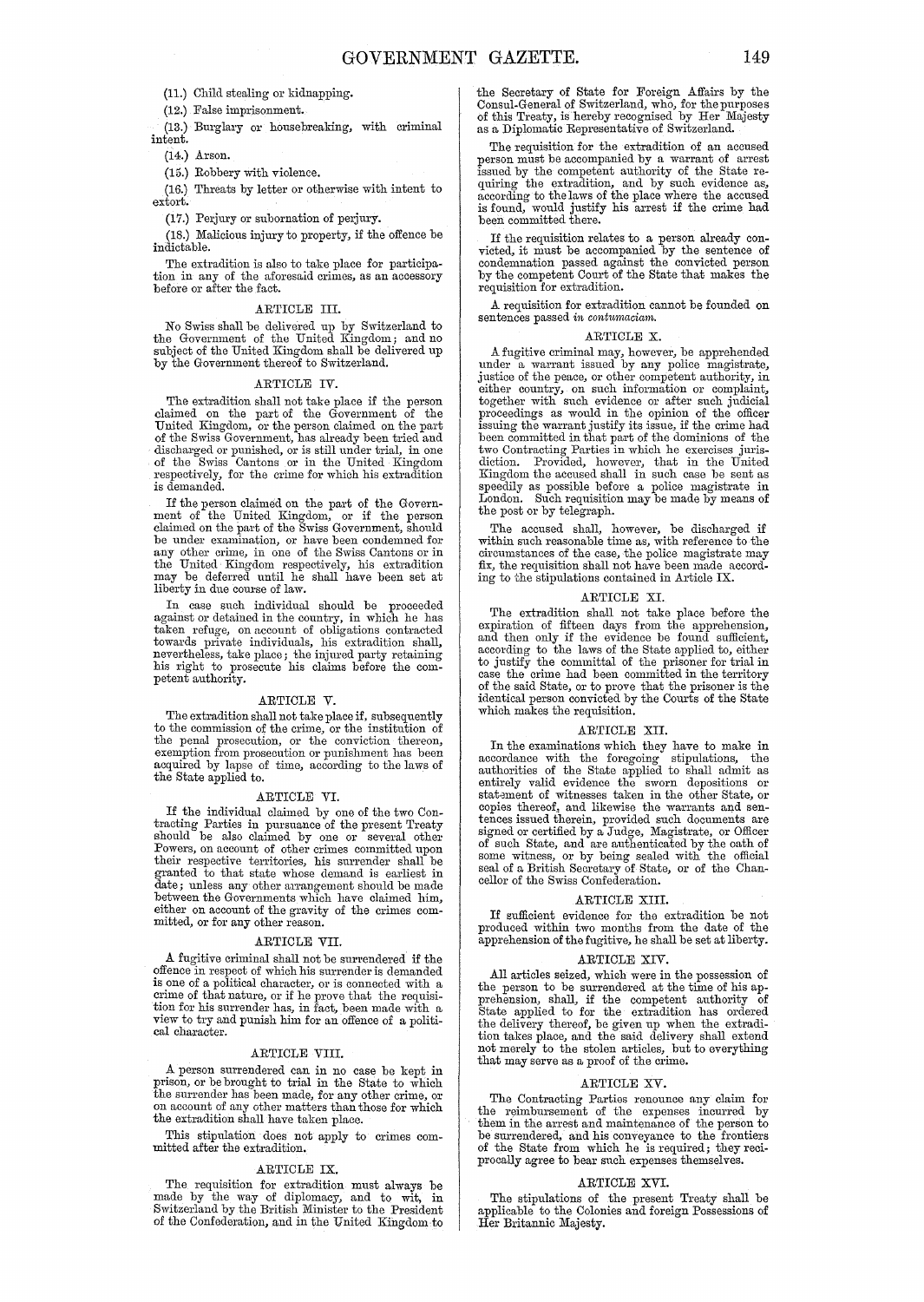(11.) Child stealing or kidnapping.

(12.) False imprisonment.

(13.) Burglary or housebreaking, with criminal intent.

(14.) Arson.

(15.) Robbery with violence.

(16.) Threats by letter or otherwise with intent to extort.

(17.) Perjury or subornation of perjury.

(18.) Malicious injury to property, if the offence be indictable.

The extradition is also to take place for participation in any of the aforesaid crimes, as an accessory before or after the fact.

## ARTICLE III.

No Swiss shall be delivered up by Switzerland to the Government of the United Kingdom; and no subject of the United Kingdom shall be delivered up by the Government thereof to Switzerland.

## ARTICLE IV.

The extradition shall not take place if the person claimed on the part of the Government of the United Kingdom, or the person claimed on the part of the Swiss Government, has already been tried and discharged or punished, or is still under trial, in one of the Swiss Cantons or in the United Kingdom respectively, for the crime for which his extradition is demanded.

If the person claimed on the part of the Government of the United Kingdom, or if the person claimed on the part of the Swiss Government, should be under examination, or have been condemned for any other crime, in one of the Swiss Cantons or in the United Kingdom respectively, his extradition may be deferred until he shall have been set at liberty in due course of law.

In case such individual should be proceeded against or detained in the country, in which he has taken refuge, on account of obligations contracted towards private individuals, his extradition shall, nevertheless, take place; the injured party retaining his right to prosecute his claims before the competent authority.

## ARTICLE V.

The extradition shall not take place if, subsequently to the commission of the crime, or the institution of the penal prosecution, or the conviction thereon, exemption from prosecution or punishment has been acquired by lapse of time, according to the laws of the State applied to.

## ARTICLE VI.

If the individual claimed by one of the two Contracting Parties in pursuance of the present Treaty should be also claimed by one or several other Powers, on account of other crimes committed upon their respective territories, his surrender shall be granted to that state whose demand is earliest in date; unless any other arrangement should be made between the Governments which have claimed him, either on account of the gravity of the crimes committed, or for any other reason.

## ARTICLE VII.

A fugitive criminal shall not be surrendered if the offence in respect of which his surrender is demanded is one of a political character, or is connected with a crime of that nature, or if he prove that the requisition for his surrender has, in fact, been made with a view to try and punish him for an offence of a political character.

## ARTICLE VIII.

A person surrendered can in no case be kept in prison, or be brought to trial in the State to which the surrender has been made, for any other crime, or on account of any other matters than those for which the extradition shall have taken place.

This stipulation does not apply to crimes committed after the extradition.

## ARTICLE IX.

The requisition for extradition must always be made by the way of diplomacy, and to wit, in Switzerland by the British Minister to the President of the Confederation, and in the United Kingdom to the Secretary of State for Foreign Affairs by the Consul-General of Switzerland, who, for the purposes of this Treaty, is hereby recognised by Her Majesty as a Diplomatic Representative of Switzerland.

The requisition for the extradition of an accused person must be accompanied by a warrant of arrest issued by the competent authority of the State requiring the extradition, and by such evidence as, according to the laws of the place where the accused is found, would justify his arrest if the crime had been committed there.

If the requisition relates to a person already convicted, it must be accompanied by the sentence of condemnation passed against the convicted person by the competent Court of the State that makes the requisition for extradition.

A requisition for extradition cannot be founded on sentences passed *in contumaciam*.

## ARTICLE X.

A fugitive criminal may, however, be apprehended under a warrant issued by any police magistrate, justice of the peace, or other competent authority, in either country, on such information or complaint, together with such evidence or after such judicial proceedings as would in the opinion of the officer issuing the warrant justify its issue, if the crime had been committed in that part of the dominions of the two Contracting Parties in which he exercises jurisdiction. Provided, however, that in the United Kingdom the accused shall in such case be sent as speedily as possible before a police magistrate in London. Such requisition may be made by means of the post or by telegraph.

The accused shall, however, be discharged if within such reasonable time as, with reference to the circumstances of the case, the police magistrate may fix, the requisition shall not have been made according to the stipulations contained in Article IX.

## ARTICLE XI.

The extradition shall not take place before the expiration of fifteen days from the apprehension, and then only if the evidence be found sufficient, according to the laws of the State applied to, either to justify the committal of the prisoner for trial in case the crime had been committed in the territory of the said State, or to prove that the prisoner is the identical person convicted by the Courts of the State which makes the requisition.

## ARTICLE XII.

In the examinations which they have to make in accordance with the foregoing stipulations, the authorities of the State applied to shall admit as entirely valid evidence the sworn depositions or statement of witnesses taken in the other State, or copies thereof, and likewise the warrants and sentences issued therein, provided such documents are signed or certified by a Judge, Magistrate, or Officer of such State, and are authenticated by the oath of some witness, or by being sealed with the official seal of a British Secretary of State, or of the Chancellor of the Swiss Confederation.

## ARTICLE XIII.

If sufficient evidence for the extradition be not produced within two months from the date of the apprehension of the fugitive, he shall be set at liberty.

## ARTICLE XIV.

All articles seized, which were in the possession of the person to be surrendered at the time of his apprehension, shall, if the competent authority of State applied to for the extradition has ordered the delivery thereof, be given up when the extradition takes place, and the said delivery shall extend not merely to the stolen articles, but to everything that may serve as a proof of the crime.

## ARTICLE XV.

The Contracting Parties renounce any claim for the reimbursement of the expenses incurred by them in the arrest and maintenance of the person to be surrendered, and his conveyance to the frontiers of the State from which he is required; they reciprocally agree to bear such expenses themselves.

## ARTICLE XVI.

The stipulations of the present Treaty shall be applicable to the Colonies and foreign Possessions of Her Britannic Majesty.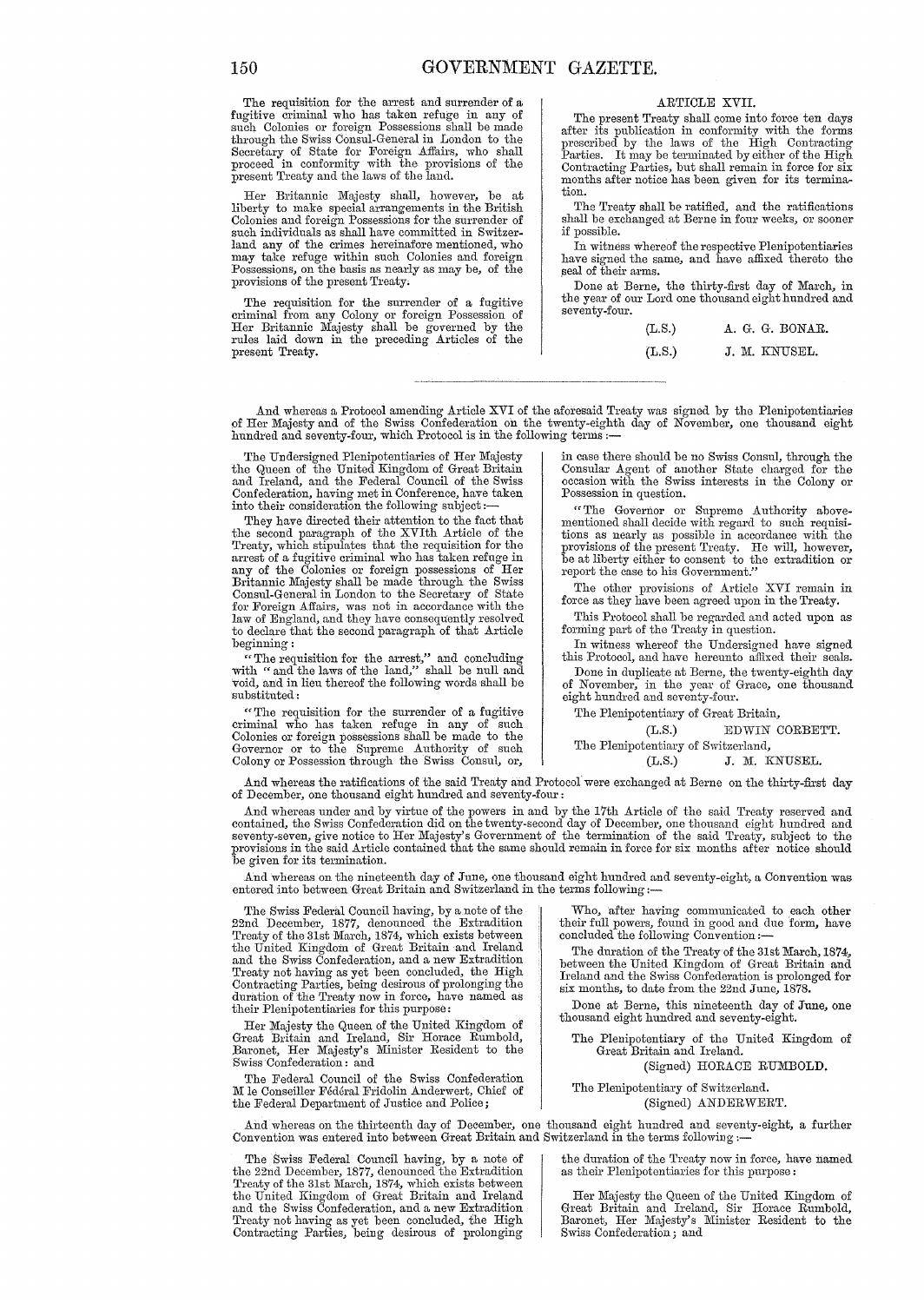The requisition for the arrest and surrender of a fugitive criminal who has taken refuge in any of such Colonies or foreign Possessions shall be made through the Swiss Consul-General in London to the Secretary of State for Foreign Affairs, who shall proceed in conformity with the provisions of the present Treaty and the laws of the land.

Her Britannic Majesty shall, however, be at liberty to make special arrangements in the British Colonies and foreign Possessions for the surrender of such individuals as shall have committed in Switzerland any of the crimes hereinafore mentioned, who may take refuge within such Colonies and foreign Possessions, on the basis as nearly as may be, of the provisions of the present Treaty.

The requisition for the surrender of a fugitive criminal from any Colony or foreign Possession of Her Britannic Majesty shall be governed by the rules laid down in the preceding Articles of the present Treaty.

ARTICLE XVII.

The present Treaty shall come into force ten days after its publication in conformity with the forms prescribed by the laws of the High Contracting Parties. It may be terminated by either of the High Contracting Parties, but shall remain in force for six months after notice has been given for its termination.

The Treaty shall be ratified, and the ratifications shall be exchanged at Berne in four weeks, or sooner if possible.

In witness whereof the respective Plenipotentiaries have signed the same, and have affixed thereto the seal of their arms.

Done at Berne, the thirty-first day of March, in the year of our Lord one thousand eight hundred and seventy-four.

(L.S.) A. G. G. BONAR.

(L.S.) J. M. KNUSEL.

---

And whereas a Protocol amending Article XVI of the aforesaid Treaty was signed by the Plenipotentiaries of Her Majesty and of the Swiss Confederation on the twenty-eighth day of November, one thousand eight hundred and seventy-four, which Protocol is in the following terms:—

The Undersigned Plenipotentiaries of Her Majesty the Queen of the United Kingdom of Great Britain and Ireland, and the Federal Council of the Swiss Confederation, having met in Conference, have taken into their consideration the following subject:—

They have directed their attention to the fact that the second paragraph of the XVIth Article of the Treaty, which stipulates that the requisition for the arrest of a fugitive criminal who has taken refuge in any of the Colonies or foreign possessions of Her Britannic Majesty shall be made through the Swiss Consul-General in London to the Secretary of State for Foreign Affairs, was not in accordance with the law of England, and they have consequently resolved to declare that the second paragraph of that Article beginning:

"The requisition for the arrest," and concluding with "and the laws of the land," shall be null and void, and in lieu thereof the following words shall be substituted:

"The requisition for the surrender of a fugitive criminal who has taken refuge in any of such Colonies or foreign possessions shall be made to the Governor or to the Supreme Authority of such Colony or Possession through the Swiss Consul, or, in case there should be no Swiss Consul, through the Consular Agent of another State charged for the occasion with the Swiss interests in the Colony or Possession in question.

"The Governor or Supreme Authority abovementioned shall decide with regard to such requisitions as nearly as possible in accordance with the provisions of the present Treaty. He will, however, be at liberty either to consent to the extradition or report the case to his Government."

The other provisions of Article XVI remain in force as they have been agreed upon in the Treaty.

This Protocol shall be regarded and acted upon as forming part of the Treaty in question.

In witness whereof the Undersigned have signed this Protocol, and have hereunto affixed their seals.

Done in duplicate at Berne, the twenty-eighth day of November, in the year of Grace, one thousand eight hundred and seventy-four.

The Plenipotentiary of Great Britain,

(L.S.) EDWIN CORBETT.

The Plenipotentiary of Switzerland,

(L.S.) J. M. KNUSEL.

And whereas the ratifications of the said Treaty and Protocol were exchanged at Berne on the thirty-first day of December, one thousand eight hundred and seventy-four:

And whereas under and by virtue of the powers in and by the 17th Article of the said Treaty reserved and contained, the Swiss Confederation did on the twenty-second day of December, one thousand eight hundred and seventy-seven, give notice to Her Majesty's Government of the termination of the said Treaty, subject to the provisions in the said Article contained that the same should remain in force for six months after notice should be given for its termination.

And whereas on the nineteenth day of June, one thousand eight hundred and seventy-eight, a Convention was entered into between Great Britain and Switzerland in the terms following:—

The Swiss Federal Council having, by a note of the 22nd December, 1877, denounced the Extradition Treaty of the 31st March, 1874, which exists between the United Kingdom of Great Britain and Ireland and the Swiss Confederation, and a new Extradition Treaty not having as yet been concluded, the High Contracting Parties, being desirous of prolonging the duration of the Treaty now in force, have named as their Plenipotentiaries for this purpose:

Her Majesty the Queen of the United Kingdom of Great Britain and Ireland, Sir Horace Rumbold, Baronet, Her Majesty's Minister Resident to the Swiss Confederation: and

The Federal Council of the Swiss Confederation M le Conseiller Fédéral Fridolin Anderwert, Chief of the Federal Department of Justice and Police;

Who, after having communicated to each other their full powers, found in good and due form, have concluded the following Convention:—

The duration of the Treaty of the 31st March, 1874, between the United Kingdom of Great Britain and Ireland and the Swiss Confederation is prolonged for six months, to date from the 22nd June, 1878.

Done at Berne, this nineteenth day of June, one thousand eight hundred and seventy-eight.

The Plenipotentiary of the United Kingdom of Great Britain and Ireland.

(Signed) HORACE RUMBOLD.

The Plenipotentiary of Switzerland.

(Signed) ANDERWERT.

And whereas on the thirteenth day of December, one thousand eight hundred and seventy-eight, a further Convention was entered into between Great Britain and Switzerland in the terms following:—

The Swiss Federal Council having, by a note of the 22nd December, 1877, denounced the Extradition Treaty of the 31st March, 1874, which exists between the United Kingdom of Great Britain and Ireland and the Swiss Confederation, and a new Extradition Treaty not having as yet been concluded, the High Contracting Parties, being desirous of prolonging the duration of the Treaty now in force, have named as their Plenipotentiaries for this purpose:

Her Majesty the Queen of the United Kingdom of Great Britain and Ireland, Sir Horace Rumbold, Baronet, Her Majesty's Minister Resident to the Swiss Confederation; and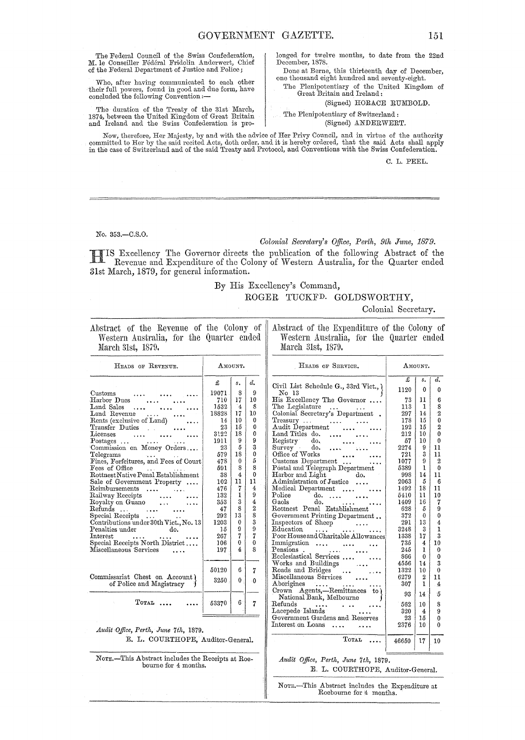The Federal Council of the Swiss Confederation, M. le Conseiller Fédéral Fridolin Anderwert, Chief of the Federal Department of Justice and Police;

Who, after having communicated to each other their full powers, found in good and due form, have concluded the following Convention:—

The duration of the Treaty of the 31st March, 1874, between the United Kingdom of Great Britain and Ireland and the Swiss Confederation is prolonged for twelve months, to date from the 22nd December, 1878.

Done at Berne, this thirteenth day of December, one thousand eight hundred and seventy-eight.

The Plenipotentiary of the United Kingdom of Great Britain and Ireland:
(Signed) HORACE RUMBOLD.

The Plenipotentiary of Switzerland:
(Signed) ANDERWERT.

Now, therefore, Her Majesty, by and with the advice of Her Privy Council, and in virtue of the authority committed to Her by the said recited Acts, doth order, and it is hereby ordered, that the said Acts shall apply in the case of Switzerland and of the said Treaty and Protocol, and Conventions with the Swiss Confederation.

C. L. PEEL.

---

No. 353.—C.S.O.

*Colonial Secretary's Office, Perth, 9th June, 1879.*

HIS Excellency The Governor directs the publication of the following Abstract of the Revenue and Expenditure of the Colony of Western Australia, for the Quarter ended 31st March, 1879, for general information.

By His Excellency's Command,
ROGER TUCKFD. GOLDSWORTHY,
Colonial Secretary.

## Abstract of the Revenue of the Colony of Western Australia, for the Quarter ended March 31st, 1879.

| Heads of Revenue. | Amount. £ | s. | d. |
|---|---|---|---|
| Customs | 19071 | 8 | 9 |
| Harbor Dues | 710 | 17 | 10 |
| Land Sales | 1532 | 4 | 8 |
| Land Revenue | 18828 | 17 | 10 |
| Rents (exclusive of Land) | 14 | 10 | 0 |
| Transfer Duties | 23 | 15 | 0 |
| Licenses | 3122 | 18 | 0 |
| Postages | 1911 | 9 | 9 |
| Commission on Money Orders | 23 | 5 | 3 |
| Telegrams | 579 | 18 | 0 |
| Fines, Forfeitures, and Fees of Court | 478 | 0 | 5 |
| Fees of Office | 591 | 8 | 8 |
| Rottnest Native Penal Establishment | 38 | 4 | 0 |
| Sale of Government Property | 102 | 11 | 11 |
| Reimbursements | 476 | 7 | 4 |
| Railway Receipts | 132 | 1 | 9 |
| Royalty on Guano | 353 | 3 | 4 |
| Refunds | 47 | 8 | 2 |
| Special Receipts | 292 | 13 | 8 |
| Contributions under 30th Vict., No. 13 | 1203 | 0 | 3 |
| Penalties under do. | 15 | 9 | 9 |
| Interest | 267 | 7 | 7 |
| Special Receipts North District | 106 | 0 | 0 |
| Miscellaneous Services | 197 | 4 | 8 |
| | 50120 | 6 | 7 |
| Commissariat Chest on Account of Police and Magistracy | 3250 | 0 | 0 |
| TOTAL | 53370 | 6 | 7 |

*Audit Office, Perth, June 7th, 1879.*
E. L. COURTHOPE, Auditor-General.

NOTE.—This Abstract includes the Receipts at Roebourne for 4 months.

## Abstract of the Expenditure of the Colony of Western Australia, for the Quarter ended March 31st, 1879.

| Heads of Service. | Amount. £ | s. | d. |
|---|---|---|---|
| Civil List Schedule G., 33rd Vict., No 13 | 1120 | 0 | 0 |
| His Excellency The Governor | 73 | 11 | 6 |
| The Legislature | 113 | 1 | 8 |
| Colonial Secretary's Department | 297 | 14 | 2 |
| Treasury | 178 | 15 | 0 |
| Audit Department | 192 | 15 | 2 |
| Land Titles do. | 212 | 10 | 0 |
| Registry do. | 57 | 10 | 0 |
| Survey do. | 2274 | 9 | 11 |
| Office of Works | 721 | 3 | 11 |
| Customs Department | 1077 | 9 | 2 |
| Postal and Telegraph Department | 5389 | 1 | 0 |
| Harbor and Light do. | 998 | 14 | 11 |
| Administration of Justice | 2063 | 5 | 6 |
| Medical Department | 1492 | 18 | 11 |
| Police do. | 5410 | 11 | 10 |
| Gaols do. | 1409 | 16 | 7 |
| Rottnest Penal Establishment | 628 | 5 | 9 |
| Government Printing Department | 372 | 0 | 0 |
| Inspectors of Sheep | 291 | 13 | 4 |
| Education | 3248 | 3 | 1 |
| Poor House and Charitable Allowances | 1338 | 17 | 3 |
| Immigration | 735 | 4 | 10 |
| Pensions | 245 | 1 | 0 |
| Ecclesiastical Services | 866 | 0 | 0 |
| Works and Buildings | 4556 | 14 | 3 |
| Roads and Bridges | 1322 | 10 | 0 |
| Miscellaneous Services | 6279 | 2 | 11 |
| Aborigines | 307 | 1 | 4 |
| Crown Agents,—Remittances to National Bank, Melbourne | 93 | 14 | 5 |
| Refunds | 562 | 10 | 8 |
| Lacepede Islands | 320 | 4 | 9 |
| Government Gardens and Reserves | 23 | 15 | 0 |
| Interest on Loans | 2376 | 10 | 0 |
| TOTAL | 46650 | 17 | 10 |

*Audit Office, Perth, June 7th, 1879.*
E. L. COURTHOPE, Auditor-General.

NOTE.—This Abstract includes the Expenditure at Roebourne for 4 months.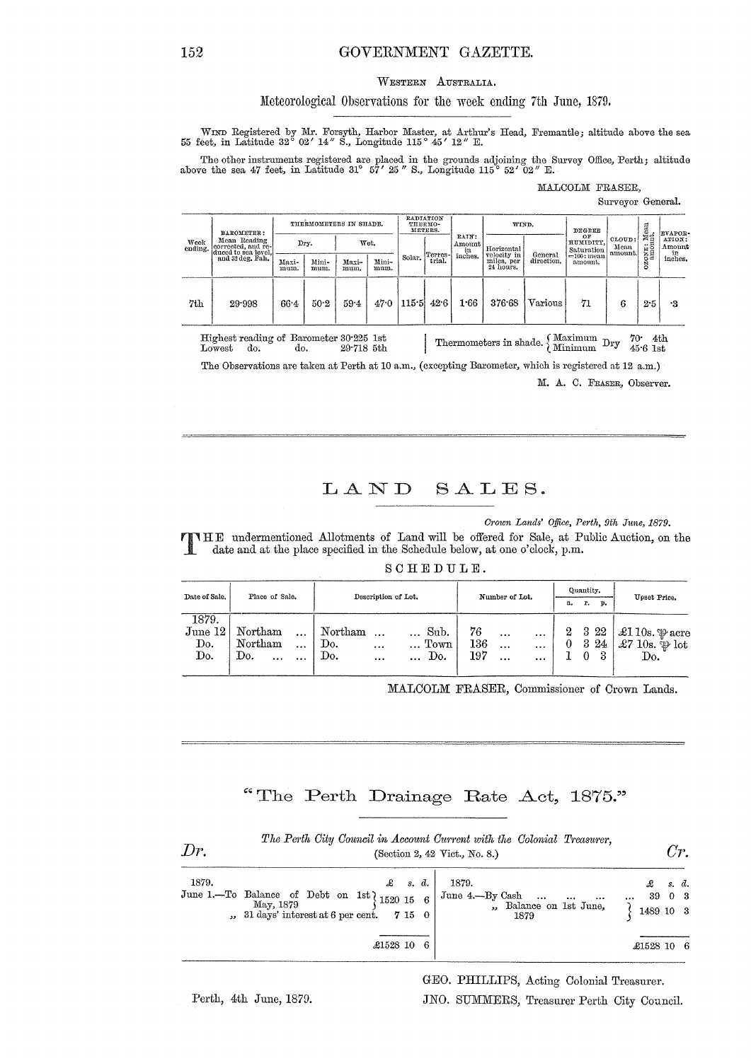WESTERN AUSTRALIA.

## Meteorological Observations for the week ending 7th June, 1879.

WIND Registered by Mr. Forsyth, Harbor Master, at Arthur's Head, Fremantle; altitude above the sea 55 feet, in Latitude 32° 02′ 14″ S., Longitude 115° 45′ 12″ E.

The other instruments registered are placed in the grounds adjoining the Survey Office, Perth; altitude above the sea 47 feet, in Latitude 31° 57′ 25″ S., Longitude 115° 52′ 02″ E.

MALCOLM FRASER,
Surveyor General.

| Week ending. | BAROMETER: Mean Reading corrected, and reduced to sea level, and 32 deg. Fah. | THERMOMETERS IN SHADE. | | | | RADIATION THERMOMETERS. | | RAIN: Amount in inches. | WIND. | | DEGREE OF HUMIDITY, Saturation =100: mean amount. | CLOUD: Mean amount. | OZONE: Mean amount. | EVAPORATION: Amount in inches. |
|---|---|---|---|---|---|---|---|---|---|---|---|---|---|---|
| | | Dry. | | Wet. | | Solar. | Terrestrial. | | Horizontal velocity in miles, per 24 hours. | General direction. | | | | |
| | | Maximum. | Minimum. | Maximum. | Minimum. | | | | | | | | | |
| 7th | 29·998 | 66·4 | 50·2 | 59·4 | 47·0 | 115·5 | 42·6 | 1·66 | 376·68 | Various | 71 | 6 | 2·5 | ·3 |

Highest reading of Barometer 30·225 1st
Lowest do. do. 29·718 5th

Thermometers in shade. { Maximum Dry 70· 4th
{ Minimum Dry 45·6 1st

The Observations are taken at Perth at 10 a.m., (excepting Barometer, which is registered at 12 a.m.)

M. A. C. FRASER, Observer.

---

# LAND SALES.

*Crown Lands' Office, Perth, 9th June, 1879.*

THE undermentioned Allotments of Land will be offered for Sale, at Public Auction, on the date and at the place specified in the Schedule below, at one o'clock, p.m.

SCHEDULE.

| Date of Sale. | Place of Sale. | Description of Lot. | Number of Lot. | Quantity. a. | r. | p. | Upset Price. |
|---|---|---|---|---|---|---|---|
| 1879. | | | | | | | |
| June 12 | Northam ... | Northam ... ... Sub. | 76 ... ... | 2 | 3 | 22 | £1 10s. ℔ acre |
| Do. | Northam ... | Do. ... ... Town | 136 ... ... | 0 | 3 | 24 | £7 10s. ℔ lot |
| Do. | Do. ... ... | Do. ... ... Do. | 197 ... ... | 1 | 0 | 3 | Do. |

MALCOLM FRASER, Commissioner of Crown Lands.

---

# "The Perth Drainage Rate Act, 1875."

*The Perth City Council in Account Current with the Colonial Treasurer,*
(Section 2, 42 Vict., No. 8.)

| *Dr.* | £ s. d. | *Cr.* | £ s. d. |
|---|---|---|---|
| 1879. | | 1879. | |
| June 1.—To Balance of Debt on 1st May, 1879 | 1520 15 6 | June 4.—By Cash ... ... ... ... | 39 0 3 |
| „ 31 days' interest at 6 per cent. | 7 15 0 | „ Balance on 1st June, 1879 | 1489 10 3 |
| | £1528 10 6 | | £1528 10 6 |

Perth, 4th June, 1879.

GEO. PHILLIPS, Acting Colonial Treasurer.
JNO. SUMMERS, Treasurer Perth City Council.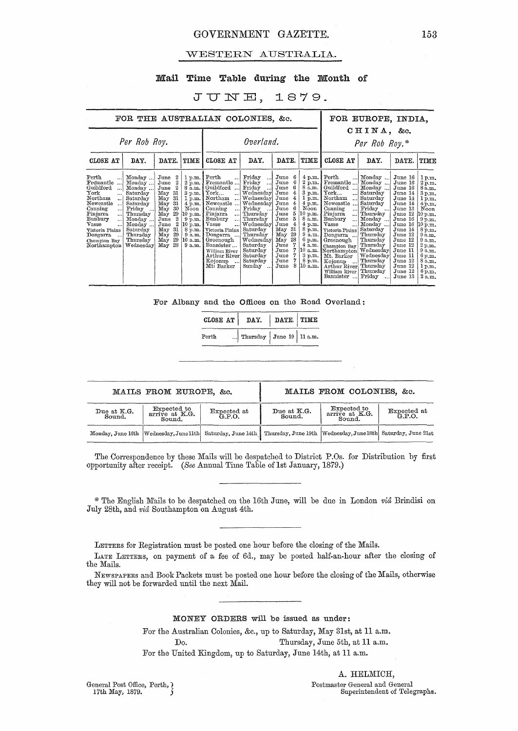# WESTERN AUSTRALIA.

## Mail Time Table during the Month of

## JUNE, 1879.

| FOR THE AUSTRALIAN COLONIES, &c. | | | | | | | | FOR EUROPE, INDIA, CHINA, &c. | | | |
|---|---|---|---|---|---|---|---|---|---|---|---|
| *Per Rob Roy.* | | | | *Overland.* | | | | *Per Rob Roy.** | | | |
| CLOSE AT | DAY. | DATE. | TIME | CLOSE AT | DAY. | DATE. | TIME | CLOSE AT | DAY. | DATE. | TIME |
| Perth ... | Monday ... | June 2 | 1 p.m. | Perth ... | Friday ... | June 6 | 4 p.m. | Perth ... | Monday ... | June 16 | 1 p.m. |
| Fremantle ... | Monday ... | June 2 | 2 p.m. | Fremantle ... | Friday ... | June 6 | 2 p.m. | Fremantle ... | Monday ... | June 16 | 2 p.m. |
| Guildford ... | Monday ... | June 2 | 8 a.m. | Guildford ... | Friday ... | June 6 | 8 a.m. | Guildford ... | Monday ... | June 16 | 8 a.m. |
| York ... | Saturday | May 31 | 3 p.m. | York... ... | Wednesday | June 4 | 3 p.m. | York... ... | Saturday | June 14 | 3 p.m. |
| Northam ... | Saturday | May 31 | 1 p.m. | Northam ... | Wednesday | June 4 | 1 p.m. | Northam ... | Saturday | June 14 | 1 p.m. |
| Newcastle ... | Saturday | May 31 | 4 p.m. | Newcastle ... | Wednesday | June 4 | 4 p.m. | Newcastle ... | Saturday | June 14 | 4 p.m. |
| Canning ... | Friday ... | May 30 | Noon | Canning ... | Friday ... | June 6 | Noon | Canning ... | Friday ... | June 13 | Noon |
| Pinjarra ... | Thursday | May 29 | 10 p.m. | Pinjarra ... | Thursday | June 5 | 10 p.m. | Pinjarra ... | Thursday | June 12 | 10 p.m. |
| Bunbury ... | Monday ... | June 2 | 9 p.m. | Bunbury ... | Thursday | June 5 | 8 a.m. | Bunbury ... | Monday ... | June 16 | 9 p.m. |
| Vasse ... | Monday ... | June 2 | 10 p.m. | Vasse ... | Wednesday | June 4 | 4 p.m. | Vasse ... | Monday ... | June 16 | 10 p.m. |
| Victoria Plains | Saturday | May 31 | 8 p.m. | Victoria Plains | Saturday | May 31 | 8 p.m. | Victoria Plains | Saturday | June 14 | 8 p.m. |
| Dongarra ... | Thursday | May 29 | 9 a.m. | Dongarra ... | Thursday | May 29 | 9 a.m. | Dongarra ... | Thursday | June 12 | 9 a.m. |
| Champion Bay | Thursday | May 29 | 10 a.m. | Greenough | Wednesday | May 28 | 6 p.m. | Greenough | Thursday | June 12 | 9 a.m. |
| Northampton | Wednesday | May 28 | 9 a.m. | Bannister ... | Saturday | June 7 | 4 a.m. | Champion Bay | Thursday | June 12 | 2 p.m. |
| | | | | William River | Saturday | June 7 | 10 a.m. | Northampton | Wednesday | June 11 | 9 a.m. |
| | | | | Arthur River | Saturday | June 7 | 3 p.m. | Mt. Barker | Wednesday | June 11 | 6 p.m. |
| | | | | Kojonup ... | Saturday | June 7 | 8 p.m. | Kojonup ... | Thursday | June 12 | 8 a.m. |
| | | | | Mt. Barker | Sunday ... | June 8 | 10 a.m. | Arthur River | Thursday | June 12 | 1 p.m. |
| | | | | | | | | William River | Thursday | June 12 | 6 p.m. |
| | | | | | | | | Bannister ... | Friday ... | June 13 | 2 a.m. |

For Albany and the Offices on the Road Overland:

| CLOSE AT | DAY. | DATE. | TIME |
|---|---|---|---|
| Perth ... | Thursday | June 19 | 11 a.m. |

| MAILS FROM EUROPE, &c. | | | MAILS FROM COLONIES, &c. | | |
|---|---|---|---|---|---|
| Due at K.G. Sound. | Expected to arrive at K.G. Sound. | Expected at G.P.O. | Due at K.G. Sound. | Expected to arrive at K.G. Sound. | Expected at G.P.O. |
| Monday, June 16th | Wednesday, June 11th | Saturday, June 14th | Thursday, June 19th | Wednesday, June 18th | Saturday, June 21st |

The Correspondence by these Mails will be despatched to District P.Os. for Distribution by first opportunity after receipt. (*See* Annual Time Table of 1st January, 1879.)

\* The English Mails to be despatched on the 16th June, will be due in London *viâ* Brindisi on July 28th, and *viâ* Southampton on August 4th.

LETTERS for Registration must be posted one hour before the closing of the Mails.

LATE LETTERS, on payment of a fee of 6d., may be posted half-an-hour after the closing of the Mails.

NEWSPAPERS and Book Packets must be posted one hour before the closing of the Mails, otherwise they will not be forwarded until the next Mail.

MONEY ORDERS will be issued as under:

For the Australian Colonies, &c., up to Saturday, May 31st, at 11 a.m.

Do. Thursday, June 5th, at 11 a.m.

For the United Kingdom, up to Saturday, June 14th, at 11 a.m.

A. HELMICH,
Postmaster General and General Superintendent of Telegraphs.

General Post Office, Perth,
17th May, 1879.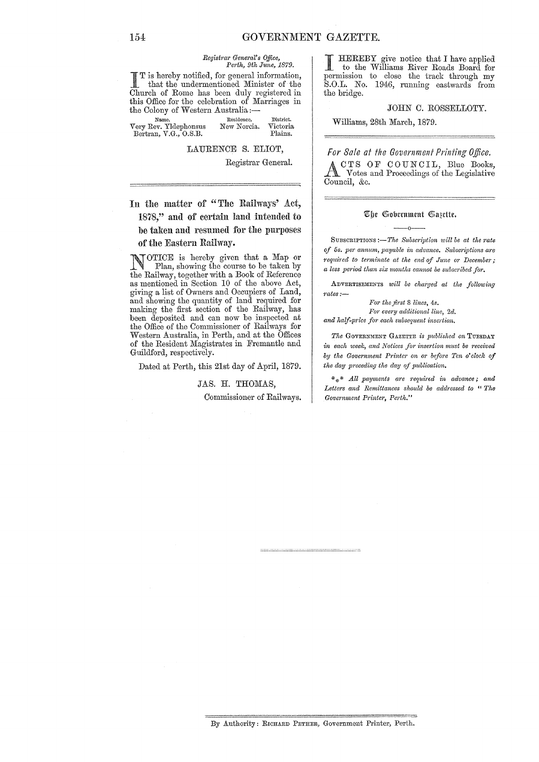*Registrar General's Office,*
*Perth, 9th June, 1879.*

IT is hereby notified, for general information, that the undermentioned Minister of the Church of Rome has been duly registered in this Office for the celebration of Marriages in the Colony of Western Australia:—

| Name. | Residence. | District. |
|---|---|---|
| Very Rev. Yldephonsus Bertran, V.G., O.S.B. | New Norcia. | Victoria Plains. |

LAURENCE S. ELIOT,

Registrar General.

---

## In the matter of "The Railways' Act, 1878," and of certain land intended to be taken and resumed for the purposes of the Eastern Railway.

NOTICE is hereby given that a Map or Plan, showing the course to be taken by the Railway, together with a Book of Reference as mentioned in Section 10 of the above Act, giving a list of Owners and Occupiers of Land, and showing the quantity of land required for making the first section of the Railway, has been deposited and can now be inspected at the Office of the Commissioner of Railways for Western Australia, in Perth, and at the Offices of the Resident Magistrates in Fremantle and Guildford, respectively.

Dated at Perth, this 21st day of April, 1879.

JAS. H. THOMAS,

Commissioner of Railways.

---

I HEREBY give notice that I have applied to the Williams River Roads Board for permission to close the track through my S.O.L. No. 1946, running eastwards from the bridge.

JOHN C. ROSSELLOTY.

Williams, 28th March, 1879.

---

*For Sale at the Government Printing Office.*

ACTS OF COUNCIL, Blue Books, Votes and Proceedings of the Legislative Council, &c.

---

### The Government Gazette.

SUBSCRIPTIONS:—*The Subscription will be at the rate of 5s. per annum, payable in advance. Subscriptions are required to terminate at the end of June or December; a less period than six months cannot be subscribed for.*

ADVERTISEMENTS *will be charged at the following rates:—*

*For the first 8 lines, 4s.*
*For every additional line, 2d.*
*and half-price for each subsequent insertion.*

*The* GOVERNMENT GAZETTE *is published on* TUESDAY *in each week, and Notices for insertion must be received by the Government Printer on or before Ten o'clock of the day preceding the day of publication.*

\*\*\* *All payments are required in advance; and Letters and Remittances should be addressed to "The Government Printer, Perth."*

---

By Authority: RICHARD PETHER, Government Printer, Perth.